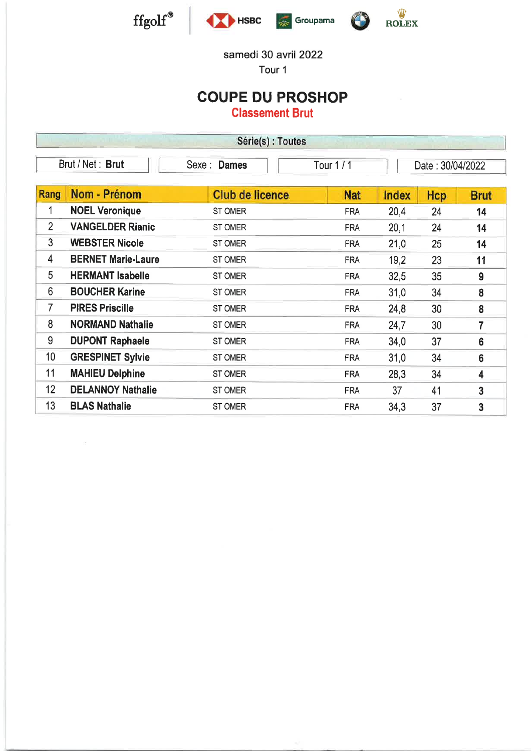ffgolf® HSBC Groupama ROLEX

samedi 30 avril 2022
Tour 1

# COUPE DU PROSHOP

## Classement Brut

Série(s) : Toutes

Brut / Net : **Brut** | Sexe : **Dames** | Tour 1 / 1 | Date : 30/04/2022

| Rang | Nom - Prénom | Club de licence | Nat | Index | Hcp | Brut |
|---|---|---|---|---|---|---|
| 1 | **NOEL Veronique** | ST OMER | FRA | 20,4 | 24 | **14** |
| 2 | **VANGELDER Rianic** | ST OMER | FRA | 20,1 | 24 | **14** |
| 3 | **WEBSTER Nicole** | ST OMER | FRA | 21,0 | 25 | **14** |
| 4 | **BERNET Marie-Laure** | ST OMER | FRA | 19,2 | 23 | **11** |
| 5 | **HERMANT Isabelle** | ST OMER | FRA | 32,5 | 35 | **9** |
| 6 | **BOUCHER Karine** | ST OMER | FRA | 31,0 | 34 | **8** |
| 7 | **PIRES Priscille** | ST OMER | FRA | 24,8 | 30 | **8** |
| 8 | **NORMAND Nathalie** | ST OMER | FRA | 24,7 | 30 | **7** |
| 9 | **DUPONT Raphaele** | ST OMER | FRA | 34,0 | 37 | **6** |
| 10 | **GRESPINET Sylvie** | ST OMER | FRA | 31,0 | 34 | **6** |
| 11 | **MAHIEU Delphine** | ST OMER | FRA | 28,3 | 34 | **4** |
| 12 | **DELANNOY Nathalie** | ST OMER | FRA | 37 | 41 | **3** |
| 13 | **BLAS Nathalie** | ST OMER | FRA | 34,3 | 37 | **3** |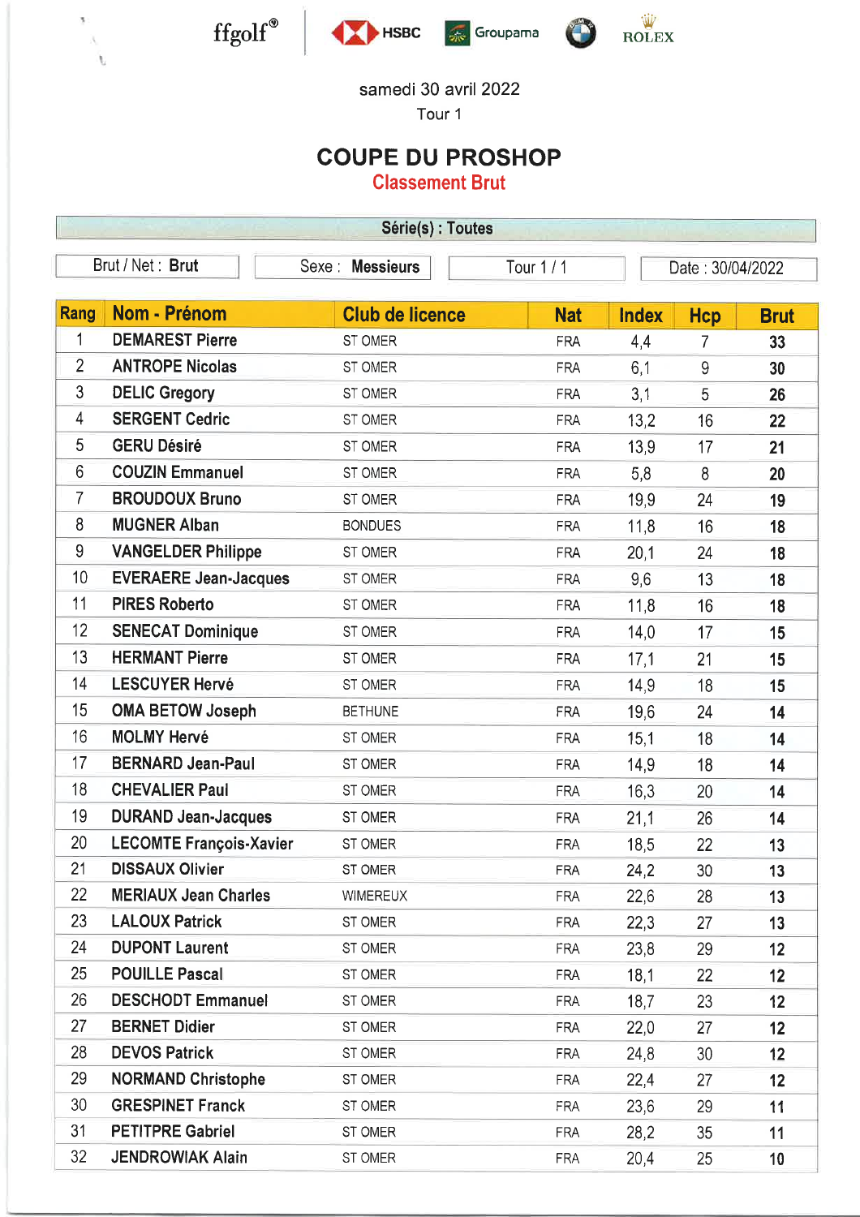ffgolf® HSBC Groupama ROLEX

samedi 30 avril 2022
Tour 1

# COUPE DU PROSHOP

## Classement Brut

**Série(s) : Toutes**

| Brut / Net : **Brut** | Sexe : **Messieurs** | Tour 1 / 1 | Date : 30/04/2022 |
|---|---|---|---|

| Rang | Nom - Prénom | Club de licence | Nat | Index | Hcp | Brut |
|---|---|---|---|---|---|---|
| 1 | DEMAREST Pierre | ST OMER | FRA | 4,4 | 7 | 33 |
| 2 | ANTROPE Nicolas | ST OMER | FRA | 6,1 | 9 | 30 |
| 3 | DELIC Gregory | ST OMER | FRA | 3,1 | 5 | 26 |
| 4 | SERGENT Cedric | ST OMER | FRA | 13,2 | 16 | 22 |
| 5 | GERU Désiré | ST OMER | FRA | 13,9 | 17 | 21 |
| 6 | COUZIN Emmanuel | ST OMER | FRA | 5,8 | 8 | 20 |
| 7 | BROUDOUX Bruno | ST OMER | FRA | 19,9 | 24 | 19 |
| 8 | MUGNER Alban | BONDUES | FRA | 11,8 | 16 | 18 |
| 9 | VANGELDER Philippe | ST OMER | FRA | 20,1 | 24 | 18 |
| 10 | EVERAERE Jean-Jacques | ST OMER | FRA | 9,6 | 13 | 18 |
| 11 | PIRES Roberto | ST OMER | FRA | 11,8 | 16 | 18 |
| 12 | SENECAT Dominique | ST OMER | FRA | 14,0 | 17 | 15 |
| 13 | HERMANT Pierre | ST OMER | FRA | 17,1 | 21 | 15 |
| 14 | LESCUYER Hervé | ST OMER | FRA | 14,9 | 18 | 15 |
| 15 | OMA BETOW Joseph | BETHUNE | FRA | 19,6 | 24 | 14 |
| 16 | MOLMY Hervé | ST OMER | FRA | 15,1 | 18 | 14 |
| 17 | BERNARD Jean-Paul | ST OMER | FRA | 14,9 | 18 | 14 |
| 18 | CHEVALIER Paul | ST OMER | FRA | 16,3 | 20 | 14 |
| 19 | DURAND Jean-Jacques | ST OMER | FRA | 21,1 | 26 | 14 |
| 20 | LECOMTE François-Xavier | ST OMER | FRA | 18,5 | 22 | 13 |
| 21 | DISSAUX Olivier | ST OMER | FRA | 24,2 | 30 | 13 |
| 22 | MERIAUX Jean Charles | WIMEREUX | FRA | 22,6 | 28 | 13 |
| 23 | LALOUX Patrick | ST OMER | FRA | 22,3 | 27 | 13 |
| 24 | DUPONT Laurent | ST OMER | FRA | 23,8 | 29 | 12 |
| 25 | POUILLE Pascal | ST OMER | FRA | 18,1 | 22 | 12 |
| 26 | DESCHODT Emmanuel | ST OMER | FRA | 18,7 | 23 | 12 |
| 27 | BERNET Didier | ST OMER | FRA | 22,0 | 27 | 12 |
| 28 | DEVOS Patrick | ST OMER | FRA | 24,8 | 30 | 12 |
| 29 | NORMAND Christophe | ST OMER | FRA | 22,4 | 27 | 12 |
| 30 | GRESPINET Franck | ST OMER | FRA | 23,6 | 29 | 11 |
| 31 | PETITPRE Gabriel | ST OMER | FRA | 28,2 | 35 | 11 |
| 32 | JENDROWIAK Alain | ST OMER | FRA | 20,4 | 25 | 10 |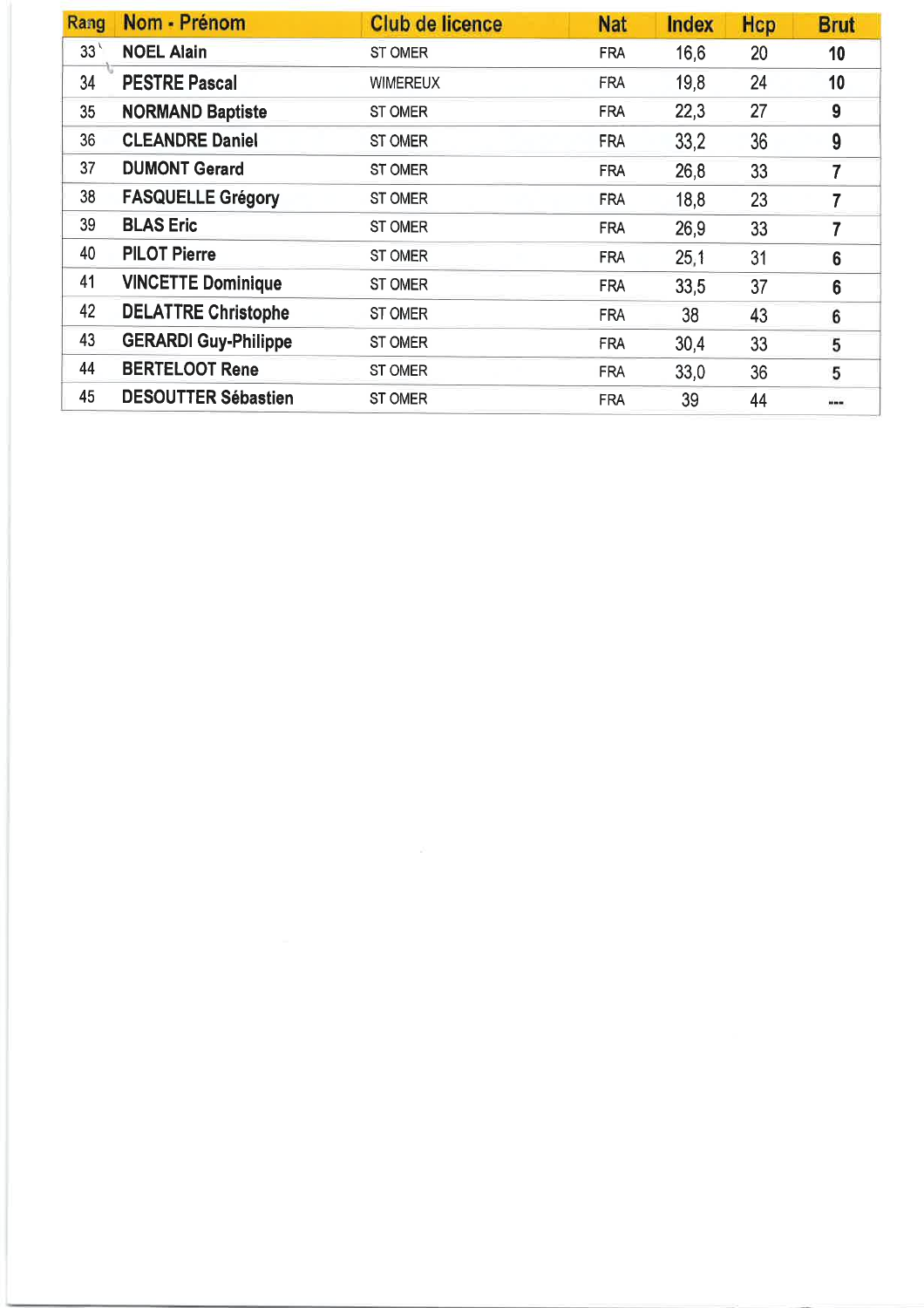| Rang | Nom - Prénom | Club de licence | Nat | Index | Hcp | Brut |
|---|---|---|---|---|---|---|
| 33 | NOEL Alain | ST OMER | FRA | 16,6 | 20 | 10 |
| 34 | PESTRE Pascal | WIMEREUX | FRA | 19,8 | 24 | 10 |
| 35 | NORMAND Baptiste | ST OMER | FRA | 22,3 | 27 | 9 |
| 36 | CLEANDRE Daniel | ST OMER | FRA | 33,2 | 36 | 9 |
| 37 | DUMONT Gerard | ST OMER | FRA | 26,8 | 33 | 7 |
| 38 | FASQUELLE Grégory | ST OMER | FRA | 18,8 | 23 | 7 |
| 39 | BLAS Eric | ST OMER | FRA | 26,9 | 33 | 7 |
| 40 | PILOT Pierre | ST OMER | FRA | 25,1 | 31 | 6 |
| 41 | VINCETTE Dominique | ST OMER | FRA | 33,5 | 37 | 6 |
| 42 | DELATTRE Christophe | ST OMER | FRA | 38 | 43 | 6 |
| 43 | GERARDI Guy-Philippe | ST OMER | FRA | 30,4 | 33 | 5 |
| 44 | BERTELOOT Rene | ST OMER | FRA | 33,0 | 36 | 5 |
| 45 | DESOUTTER Sébastien | ST OMER | FRA | 39 | 44 | --- |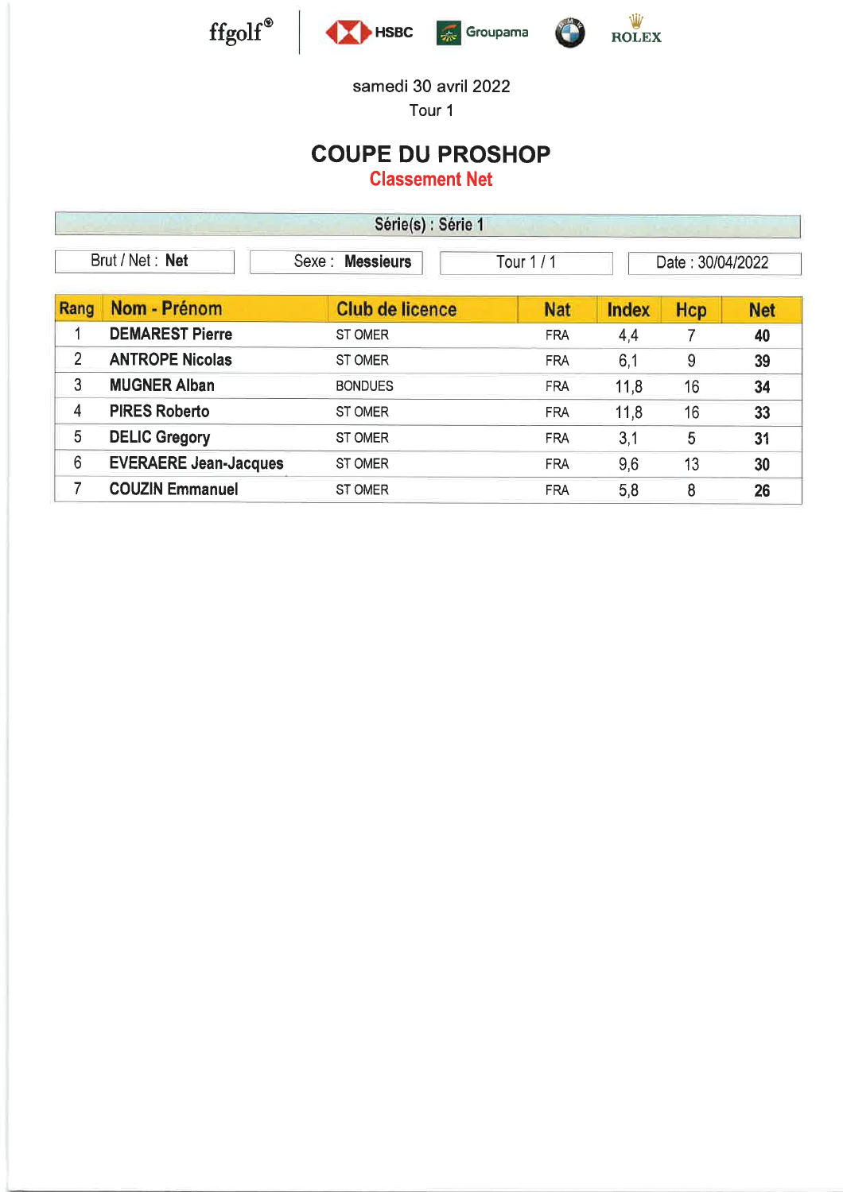ffgolf® | HSBC | Groupama | BMW | ROLEX

samedi 30 avril 2022

Tour 1

# COUPE DU PROSHOP

## Classement Net

**Série(s) : Série 1**

| Brut / Net : **Net** | Sexe : **Messieurs** | Tour 1 / 1 | Date : 30/04/2022 |
|---|---|---|---|

| Rang | Nom - Prénom | Club de licence | Nat | Index | Hcp | Net |
|---|---|---|---|---|---|---|
| 1 | **DEMAREST Pierre** | ST OMER | FRA | 4,4 | 7 | **40** |
| 2 | **ANTROPE Nicolas** | ST OMER | FRA | 6,1 | 9 | **39** |
| 3 | **MUGNER Alban** | BONDUES | FRA | 11,8 | 16 | **34** |
| 4 | **PIRES Roberto** | ST OMER | FRA | 11,8 | 16 | **33** |
| 5 | **DELIC Gregory** | ST OMER | FRA | 3,1 | 5 | **31** |
| 6 | **EVERAERE Jean-Jacques** | ST OMER | FRA | 9,6 | 13 | **30** |
| 7 | **COUZIN Emmanuel** | ST OMER | FRA | 5,8 | 8 | **26** |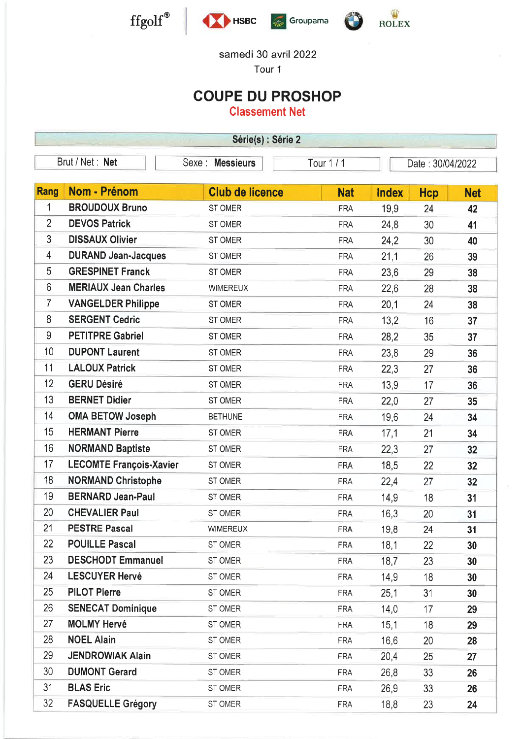ffgolf® | HSBC | Groupama | BMW | ROLEX

samedi 30 avril 2022

Tour 1

# COUPE DU PROSHOP

## Classement Net

**Série(s) : Série 2**

| Brut / Net : **Net** | Sexe : **Messieurs** | Tour 1 / 1 | Date : 30/04/2022 |
|---|---|---|---|

| Rang | Nom - Prénom | Club de licence | Nat | Index | Hcp | Net |
|---|---|---|---|---|---|---|
| 1 | **BROUDOUX Bruno** | ST OMER | FRA | 19,9 | 24 | **42** |
| 2 | **DEVOS Patrick** | ST OMER | FRA | 24,8 | 30 | **41** |
| 3 | **DISSAUX Olivier** | ST OMER | FRA | 24,2 | 30 | **40** |
| 4 | **DURAND Jean-Jacques** | ST OMER | FRA | 21,1 | 26 | **39** |
| 5 | **GRESPINET Franck** | ST OMER | FRA | 23,6 | 29 | **38** |
| 6 | **MERIAUX Jean Charles** | WIMEREUX | FRA | 22,6 | 28 | **38** |
| 7 | **VANGELDER Philippe** | ST OMER | FRA | 20,1 | 24 | **38** |
| 8 | **SERGENT Cedric** | ST OMER | FRA | 13,2 | 16 | **37** |
| 9 | **PETITPRE Gabriel** | ST OMER | FRA | 28,2 | 35 | **37** |
| 10 | **DUPONT Laurent** | ST OMER | FRA | 23,8 | 29 | **36** |
| 11 | **LALOUX Patrick** | ST OMER | FRA | 22,3 | 27 | **36** |
| 12 | **GERU Désiré** | ST OMER | FRA | 13,9 | 17 | **36** |
| 13 | **BERNET Didier** | ST OMER | FRA | 22,0 | 27 | **35** |
| 14 | **OMA BETOW Joseph** | BETHUNE | FRA | 19,6 | 24 | **34** |
| 15 | **HERMANT Pierre** | ST OMER | FRA | 17,1 | 21 | **34** |
| 16 | **NORMAND Baptiste** | ST OMER | FRA | 22,3 | 27 | **32** |
| 17 | **LECOMTE François-Xavier** | ST OMER | FRA | 18,5 | 22 | **32** |
| 18 | **NORMAND Christophe** | ST OMER | FRA | 22,4 | 27 | **32** |
| 19 | **BERNARD Jean-Paul** | ST OMER | FRA | 14,9 | 18 | **31** |
| 20 | **CHEVALIER Paul** | ST OMER | FRA | 16,3 | 20 | **31** |
| 21 | **PESTRE Pascal** | WIMEREUX | FRA | 19,8 | 24 | **31** |
| 22 | **POUILLE Pascal** | ST OMER | FRA | 18,1 | 22 | **30** |
| 23 | **DESCHODT Emmanuel** | ST OMER | FRA | 18,7 | 23 | **30** |
| 24 | **LESCUYER Hervé** | ST OMER | FRA | 14,9 | 18 | **30** |
| 25 | **PILOT Pierre** | ST OMER | FRA | 25,1 | 31 | **30** |
| 26 | **SENECAT Dominique** | ST OMER | FRA | 14,0 | 17 | **29** |
| 27 | **MOLMY Hervé** | ST OMER | FRA | 15,1 | 18 | **29** |
| 28 | **NOEL Alain** | ST OMER | FRA | 16,6 | 20 | **28** |
| 29 | **JENDROWIAK Alain** | ST OMER | FRA | 20,4 | 25 | **27** |
| 30 | **DUMONT Gerard** | ST OMER | FRA | 26,8 | 33 | **26** |
| 31 | **BLAS Eric** | ST OMER | FRA | 26,9 | 33 | **26** |
| 32 | **FASQUELLE Grégory** | ST OMER | FRA | 18,8 | 23 | **24** |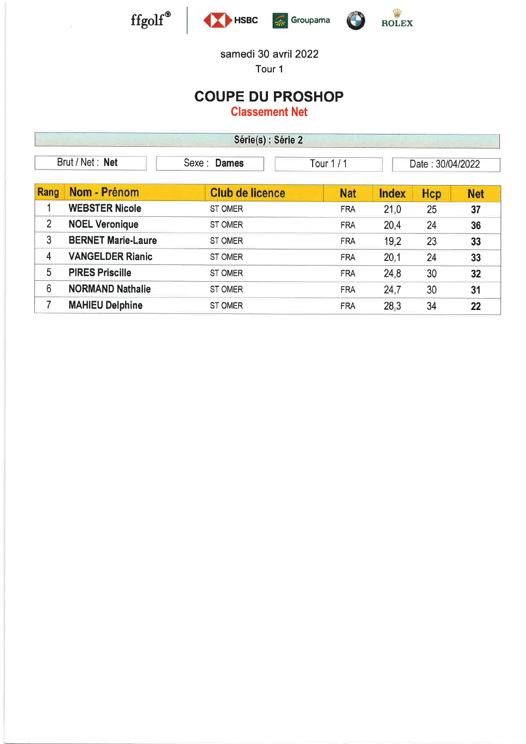ffgolf® | HSBC | Groupama | ROLEX

samedi 30 avril 2022

Tour 1

# COUPE DU PROSHOP

## Classement Net

**Série(s) : Série 2**

| Brut / Net : **Net** | Sexe : **Dames** | Tour 1 / 1 | Date : 30/04/2022 |
|---|---|---|---|

| Rang | Nom - Prénom | Club de licence | Nat | Index | Hcp | Net |
|---|---|---|---|---|---|---|
| 1 | **WEBSTER Nicole** | ST OMER | FRA | 21,0 | 25 | **37** |
| 2 | **NOEL Veronique** | ST OMER | FRA | 20,4 | 24 | **36** |
| 3 | **BERNET Marie-Laure** | ST OMER | FRA | 19,2 | 23 | **33** |
| 4 | **VANGELDER Rianic** | ST OMER | FRA | 20,1 | 24 | **33** |
| 5 | **PIRES Priscille** | ST OMER | FRA | 24,8 | 30 | **32** |
| 6 | **NORMAND Nathalie** | ST OMER | FRA | 24,7 | 30 | **31** |
| 7 | **MAHIEU Delphine** | ST OMER | FRA | 28,3 | 34 | **22** |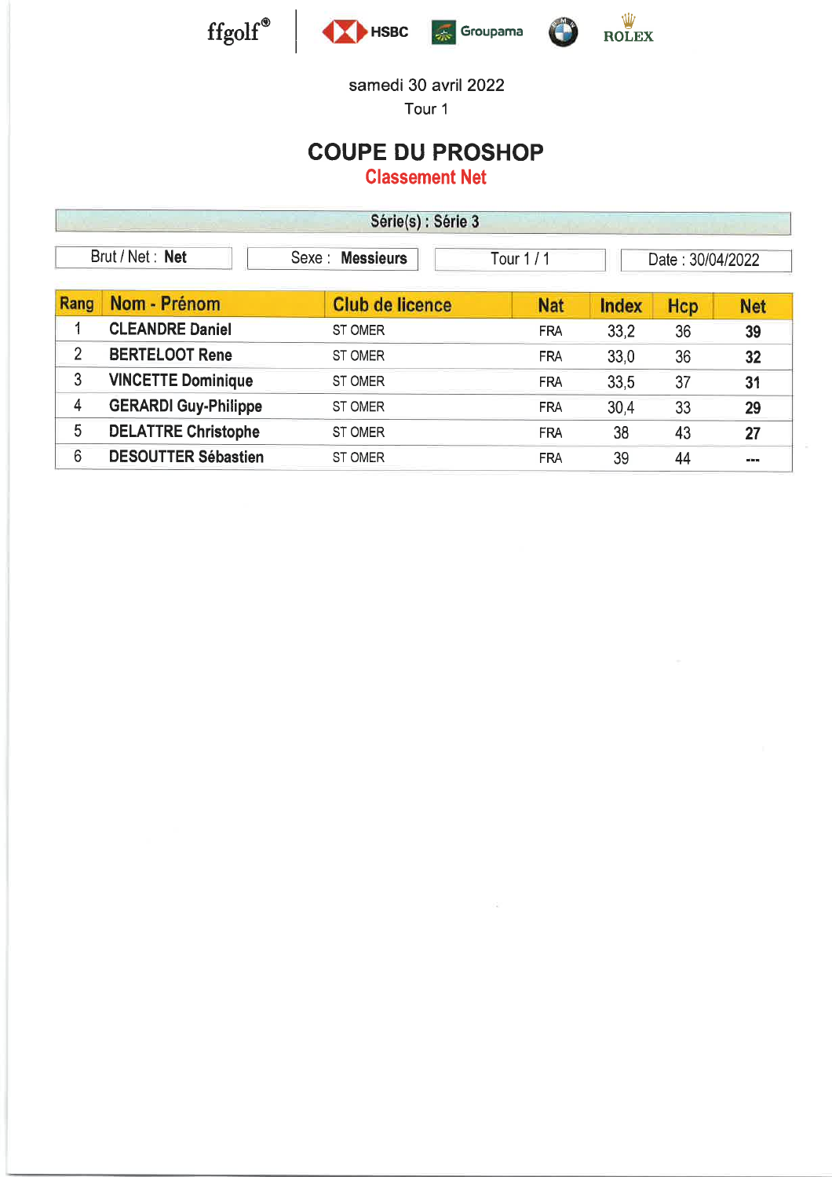ffgolf® | HSBC | Groupama | BMW | ROLEX

samedi 30 avril 2022

Tour 1

# COUPE DU PROSHOP

## Classement Net

**Série(s) : Série 3**

| Brut / Net : **Net** | Sexe : **Messieurs** | Tour 1 / 1 | Date : 30/04/2022 |
|---|---|---|---|

| Rang | Nom - Prénom | Club de licence | Nat | Index | Hcp | Net |
|---|---|---|---|---|---|---|
| 1 | **CLEANDRE Daniel** | ST OMER | FRA | 33,2 | 36 | **39** |
| 2 | **BERTELOOT Rene** | ST OMER | FRA | 33,0 | 36 | **32** |
| 3 | **VINCETTE Dominique** | ST OMER | FRA | 33,5 | 37 | **31** |
| 4 | **GERARDI Guy-Philippe** | ST OMER | FRA | 30,4 | 33 | **29** |
| 5 | **DELATTRE Christophe** | ST OMER | FRA | 38 | 43 | **27** |
| 6 | **DESOUTTER Sébastien** | ST OMER | FRA | 39 | 44 | **---** |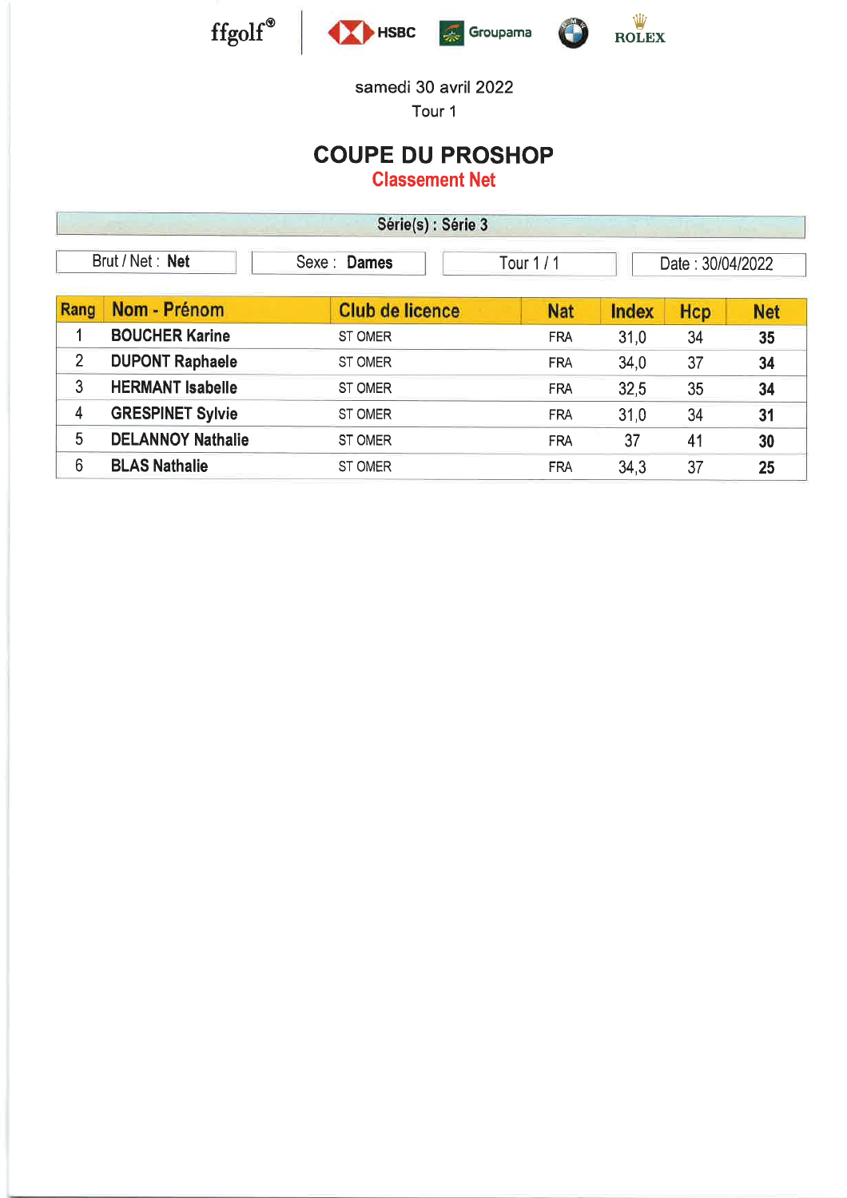ffgolf® | HSBC | Groupama | ROLEX

samedi 30 avril 2022

Tour 1

# COUPE DU PROSHOP

## Classement Net

**Série(s) : Série 3**

| Brut / Net : **Net** | Sexe : **Dames** | Tour 1 / 1 | Date : 30/04/2022 |
|---|---|---|---|

| Rang | Nom - Prénom | Club de licence | Nat | Index | Hcp | Net |
|---|---|---|---|---|---|---|
| 1 | **BOUCHER Karine** | ST OMER | FRA | 31,0 | 34 | **35** |
| 2 | **DUPONT Raphaele** | ST OMER | FRA | 34,0 | 37 | **34** |
| 3 | **HERMANT Isabelle** | ST OMER | FRA | 32,5 | 35 | **34** |
| 4 | **GRESPINET Sylvie** | ST OMER | FRA | 31,0 | 34 | **31** |
| 5 | **DELANNOY Nathalie** | ST OMER | FRA | 37 | 41 | **30** |
| 6 | **BLAS Nathalie** | ST OMER | FRA | 34,3 | 37 | **25** |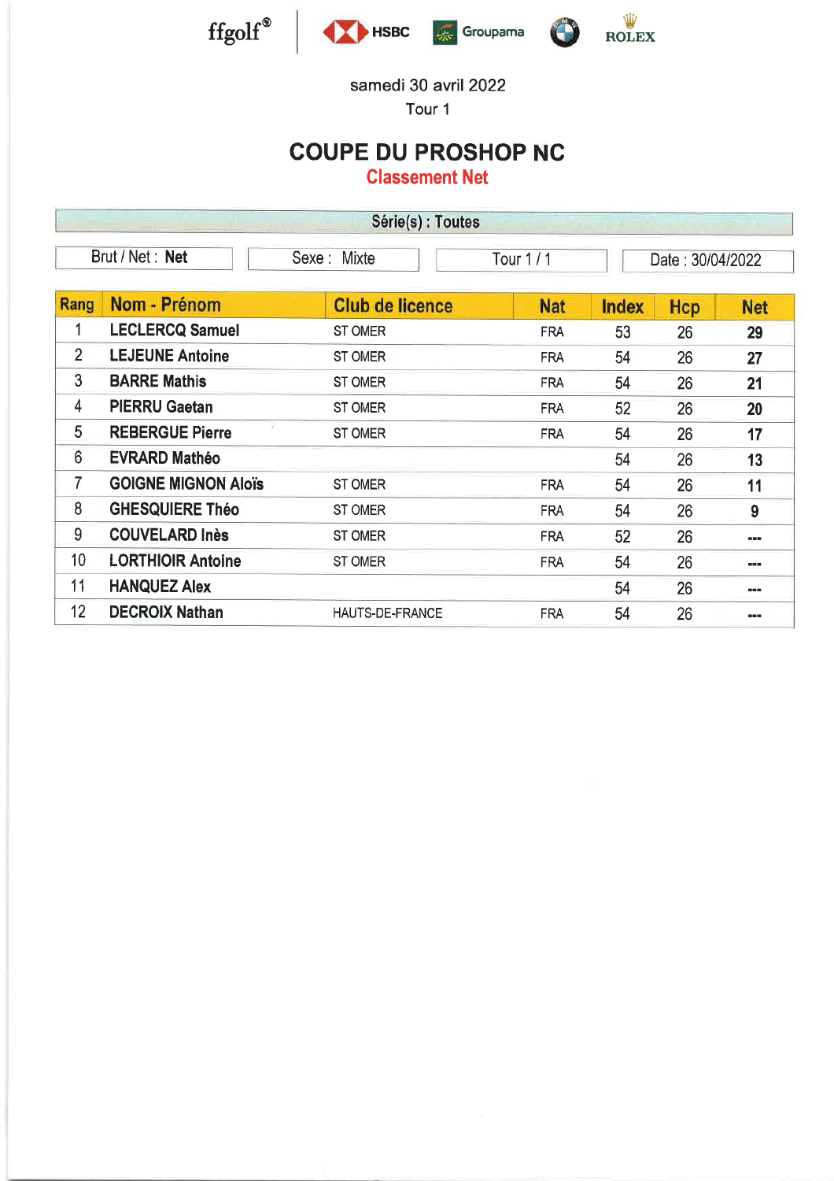ffgolf® | HSBC | Groupama | ROLEX

samedi 30 avril 2022

Tour 1

# COUPE DU PROSHOP NC

## Classement Net

**Série(s) : Toutes**

Brut / Net : **Net** | Sexe : Mixte | Tour 1 / 1 | Date : 30/04/2022

| Rang | Nom - Prénom | Club de licence | Nat | Index | Hcp | Net |
|---|---|---|---|---|---|---|
| 1 | **LECLERCQ Samuel** | ST OMER | FRA | 53 | 26 | **29** |
| 2 | **LEJEUNE Antoine** | ST OMER | FRA | 54 | 26 | **27** |
| 3 | **BARRE Mathis** | ST OMER | FRA | 54 | 26 | **21** |
| 4 | **PIERRU Gaetan** | ST OMER | FRA | 52 | 26 | **20** |
| 5 | **REBERGUE Pierre** | ST OMER | FRA | 54 | 26 | **17** |
| 6 | **EVRARD Mathéo** | | | 54 | 26 | **13** |
| 7 | **GOIGNE MIGNON Aloïs** | ST OMER | FRA | 54 | 26 | **11** |
| 8 | **GHESQUIERE Théo** | ST OMER | FRA | 54 | 26 | **9** |
| 9 | **COUVELARD Inès** | ST OMER | FRA | 52 | 26 | --- |
| 10 | **LORTHIOIR Antoine** | ST OMER | FRA | 54 | 26 | --- |
| 11 | **HANQUEZ Alex** | | | 54 | 26 | --- |
| 12 | **DECROIX Nathan** | HAUTS-DE-FRANCE | FRA | 54 | 26 | --- |